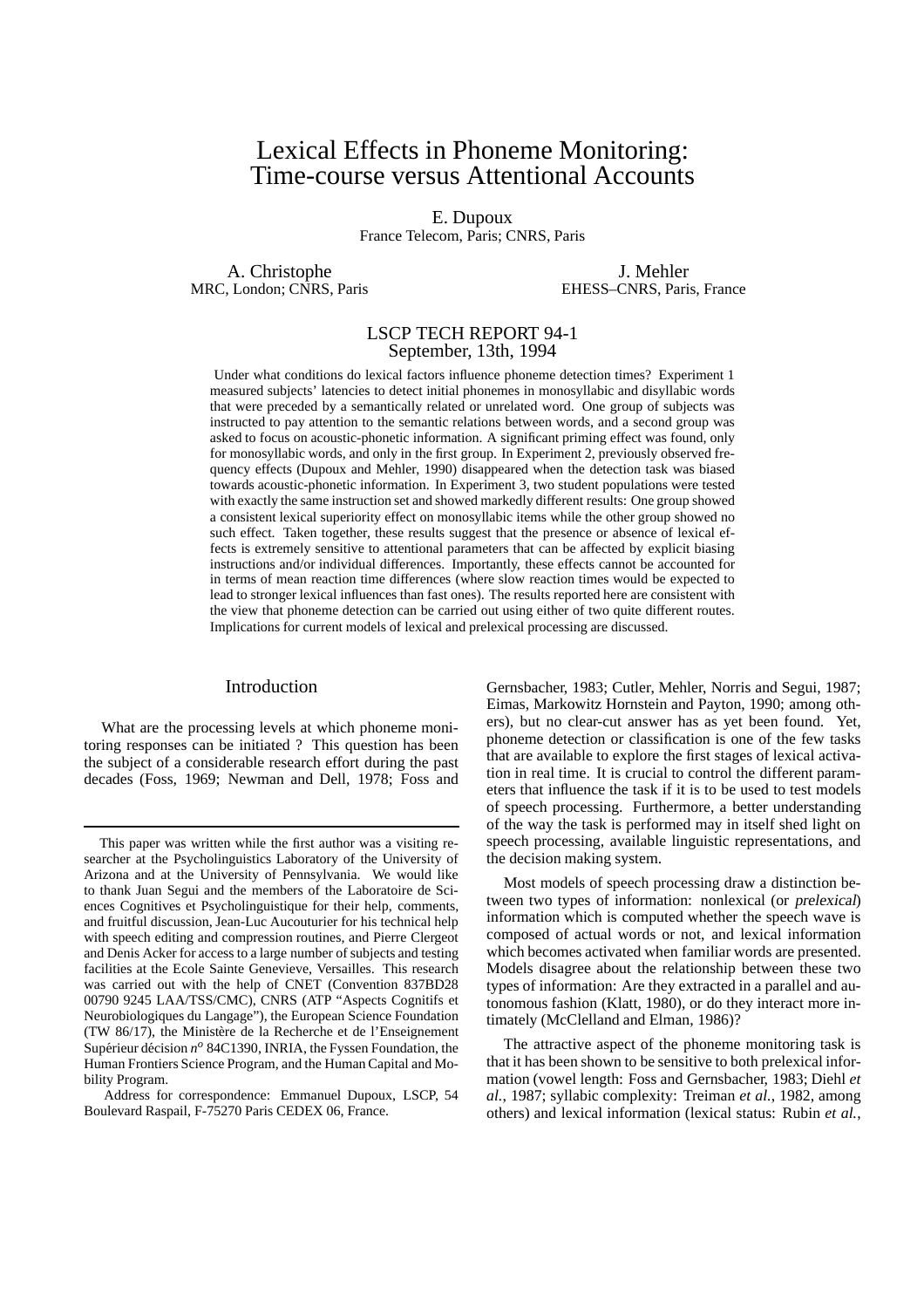# Lexical Effects in Phoneme Monitoring: Time-course versus Attentional Accounts

E. Dupoux
France Telecom, Paris; CNRS, Paris

A. Christophe
MRC, London; CNRS, Paris

J. Mehler
EHESS–CNRS, Paris, France

LSCP TECH REPORT 94-1
September, 13th, 1994

Under what conditions do lexical factors influence phoneme detection times? Experiment 1 measured subjects' latencies to detect initial phonemes in monosyllabic and disyllabic words that were preceded by a semantically related or unrelated word. One group of subjects was instructed to pay attention to the semantic relations between words, and a second group was asked to focus on acoustic-phonetic information. A significant priming effect was found, only for monosyllabic words, and only in the first group. In Experiment 2, previously observed frequency effects (Dupoux and Mehler, 1990) disappeared when the detection task was biased towards acoustic-phonetic information. In Experiment 3, two student populations were tested with exactly the same instruction set and showed markedly different results: One group showed a consistent lexical superiority effect on monosyllabic items while the other group showed no such effect. Taken together, these results suggest that the presence or absence of lexical effects is extremely sensitive to attentional parameters that can be affected by explicit biasing instructions and/or individual differences. Importantly, these effects cannot be accounted for in terms of mean reaction time differences (where slow reaction times would be expected to lead to stronger lexical influences than fast ones). The results reported here are consistent with the view that phoneme detection can be carried out using either of two quite different routes. Implications for current models of lexical and prelexical processing are discussed.

## Introduction

What are the processing levels at which phoneme monitoring responses can be initiated ? This question has been the subject of a considerable research effort during the past decades (Foss, 1969; Newman and Dell, 1978; Foss and Gernsbacher, 1983; Cutler, Mehler, Norris and Segui, 1987; Eimas, Markowitz Hornstein and Payton, 1990; among others), but no clear-cut answer has as yet been found. Yet, phoneme detection or classification is one of the few tasks that are available to explore the first stages of lexical activation in real time. It is crucial to control the different parameters that influence the task if it is to be used to test models of speech processing. Furthermore, a better understanding of the way the task is performed may in itself shed light on speech processing, available linguistic representations, and the decision making system.

Most models of speech processing draw a distinction between two types of information: nonlexical (or *prelexical*) information which is computed whether the speech wave is composed of actual words or not, and lexical information which becomes activated when familiar words are presented. Models disagree about the relationship between these two types of information: Are they extracted in a parallel and autonomous fashion (Klatt, 1980), or do they interact more intimately (McClelland and Elman, 1986)?

The attractive aspect of the phoneme monitoring task is that it has been shown to be sensitive to both prelexical information (vowel length: Foss and Gernsbacher, 1983; Diehl *et al.*, 1987; syllabic complexity: Treiman *et al.*, 1982, among others) and lexical information (lexical status: Rubin *et al.*,

This paper was written while the first author was a visiting researcher at the Psycholinguistics Laboratory of the University of Arizona and at the University of Pennsylvania. We would like to thank Juan Segui and the members of the Laboratoire de Sciences Cognitives et Psycholinguistique for their help, comments, and fruitful discussion, Jean-Luc Aucouturier for his technical help with speech editing and compression routines, and Pierre Clergeot and Denis Acker for access to a large number of subjects and testing facilities at the Ecole Sainte Genevieve, Versailles. This research was carried out with the help of CNET (Convention 837BD28 00790 9245 LAA/TSS/CMC), CNRS (ATP "Aspects Cognitifs et Neurobiologiques du Langage"), the European Science Foundation (TW 86/17), the Ministère de la Recherche et de l'Enseignement Supérieur décision $n^o$ 84C1390, INRIA, the Fyssen Foundation, the Human Frontiers Science Program, and the Human Capital and Mobility Program.

Address for correspondence: Emmanuel Dupoux, LSCP, 54 Boulevard Raspail, F-75270 Paris CEDEX 06, France.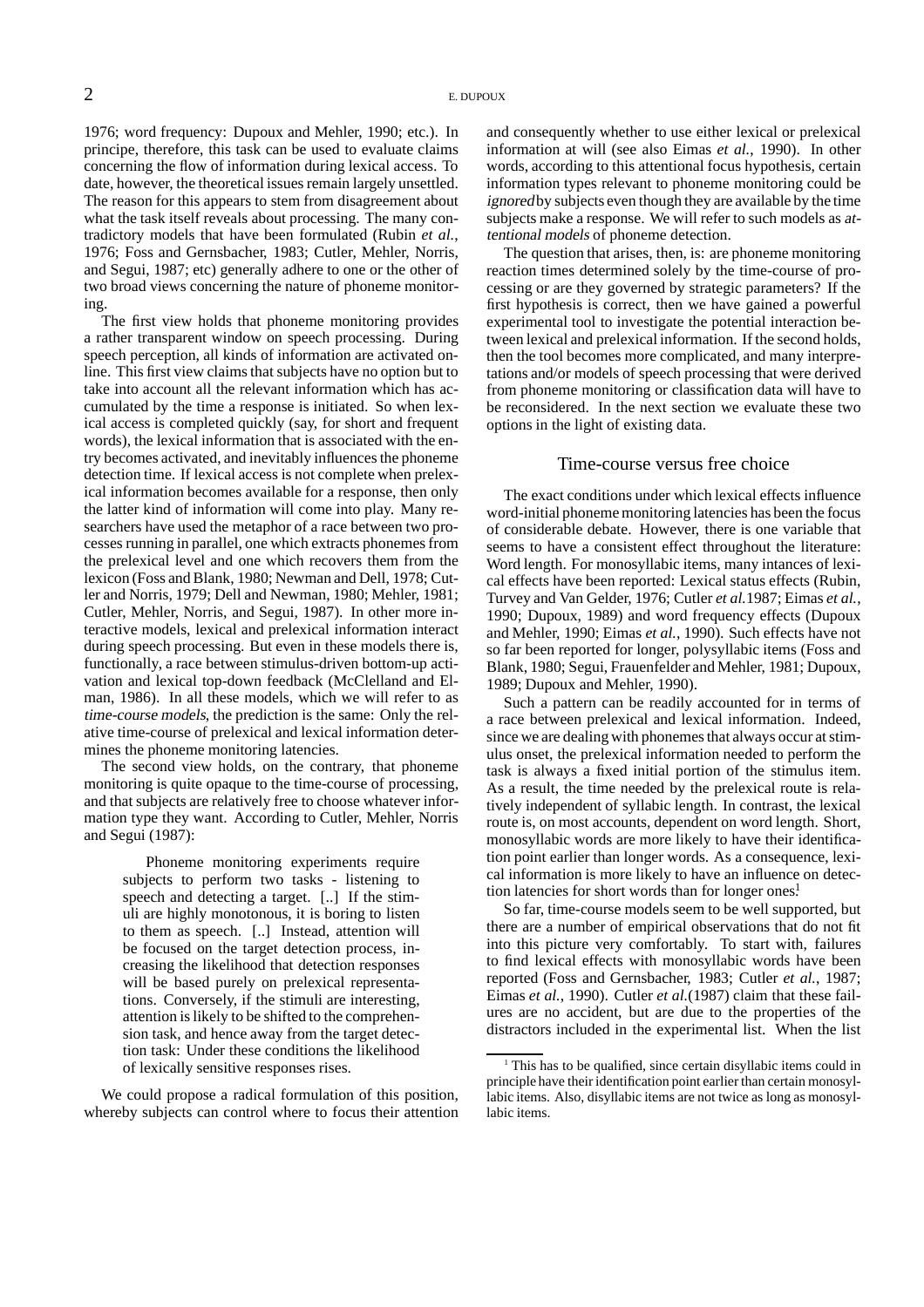1976; word frequency: Dupoux and Mehler, 1990; etc.). In principe, therefore, this task can be used to evaluate claims concerning the flow of information during lexical access. To date, however, the theoretical issues remain largely unsettled. The reason for this appears to stem from disagreement about what the task itself reveals about processing. The many contradictory models that have been formulated (Rubin *et al.*, 1976; Foss and Gernsbacher, 1983; Cutler, Mehler, Norris, and Segui, 1987; etc) generally adhere to one or the other of two broad views concerning the nature of phoneme monitoring.

The first view holds that phoneme monitoring provides a rather transparent window on speech processing. During speech perception, all kinds of information are activated online. This first view claims that subjects have no option but to take into account all the relevant information which has accumulated by the time a response is initiated. So when lexical access is completed quickly (say, for short and frequent words), the lexical information that is associated with the entry becomes activated, and inevitably influences the phoneme detection time. If lexical access is not complete when prelexical information becomes available for a response, then only the latter kind of information will come into play. Many researchers have used the metaphor of a race between two processes running in parallel, one which extracts phonemes from the prelexical level and one which recovers them from the lexicon (Foss and Blank, 1980; Newman and Dell, 1978; Cutler and Norris, 1979; Dell and Newman, 1980; Mehler, 1981; Cutler, Mehler, Norris, and Segui, 1987). In other more interactive models, lexical and prelexical information interact during speech processing. But even in these models there is, functionally, a race between stimulus-driven bottom-up activation and lexical top-down feedback (McClelland and Elman, 1986). In all these models, which we will refer to as *time-course models*, the prediction is the same: Only the relative time-course of prelexical and lexical information determines the phoneme monitoring latencies.

The second view holds, on the contrary, that phoneme monitoring is quite opaque to the time-course of processing, and that subjects are relatively free to choose whatever information type they want. According to Cutler, Mehler, Norris and Segui (1987):

> Phoneme monitoring experiments require subjects to perform two tasks - listening to speech and detecting a target. [..] If the stimuli are highly monotonous, it is boring to listen to them as speech. [..] Instead, attention will be focused on the target detection process, increasing the likelihood that detection responses will be based purely on prelexical representations. Conversely, if the stimuli are interesting, attention is likely to be shifted to the comprehension task, and hence away from the target detection task: Under these conditions the likelihood of lexically sensitive responses rises.

We could propose a radical formulation of this position, whereby subjects can control where to focus their attention and consequently whether to use either lexical or prelexical information at will (see also Eimas *et al.*, 1990). In other words, according to this attentional focus hypothesis, certain information types relevant to phoneme monitoring could be *ignored* by subjects even though they are available by the time subjects make a response. We will refer to such models as *attentional models* of phoneme detection.

The question that arises, then, is: are phoneme monitoring reaction times determined solely by the time-course of processing or are they governed by strategic parameters? If the first hypothesis is correct, then we have gained a powerful experimental tool to investigate the potential interaction between lexical and prelexical information. If the second holds, then the tool becomes more complicated, and many interpretations and/or models of speech processing that were derived from phoneme monitoring or classification data will have to be reconsidered. In the next section we evaluate these two options in the light of existing data.

## Time-course versus free choice

The exact conditions under which lexical effects influence word-initial phoneme monitoring latencies has been the focus of considerable debate. However, there is one variable that seems to have a consistent effect throughout the literature: Word length. For monosyllabic items, many intances of lexical effects have been reported: Lexical status effects (Rubin, Turvey and Van Gelder, 1976; Cutler *et al.*1987; Eimas *et al.*, 1990; Dupoux, 1989) and word frequency effects (Dupoux and Mehler, 1990; Eimas *et al.*, 1990). Such effects have not so far been reported for longer, polysyllabic items (Foss and Blank, 1980; Segui, Frauenfelder and Mehler, 1981; Dupoux, 1989; Dupoux and Mehler, 1990).

Such a pattern can be readily accounted for in terms of a race between prelexical and lexical information. Indeed, since we are dealing with phonemes that always occur at stimulus onset, the prelexical information needed to perform the task is always a fixed initial portion of the stimulus item. As a result, the time needed by the prelexical route is relatively independent of syllabic length. In contrast, the lexical route is, on most accounts, dependent on word length. Short, monosyllabic words are more likely to have their identification point earlier than longer words. As a consequence, lexical information is more likely to have an influence on detection latencies for short words than for longer ones.[1]

So far, time-course models seem to be well supported, but there are a number of empirical observations that do not fit into this picture very comfortably. To start with, failures to find lexical effects with monosyllabic words have been reported (Foss and Gernsbacher, 1983; Cutler *et al.*, 1987; Eimas *et al.*, 1990). Cutler *et al.*(1987) claim that these failures are no accident, but are due to the properties of the distractors included in the experimental list. When the list

[1] This has to be qualified, since certain disyllabic items could in principle have their identification point earlier than certain monosyllabic items. Also, disyllabic items are not twice as long as monosyllabic items.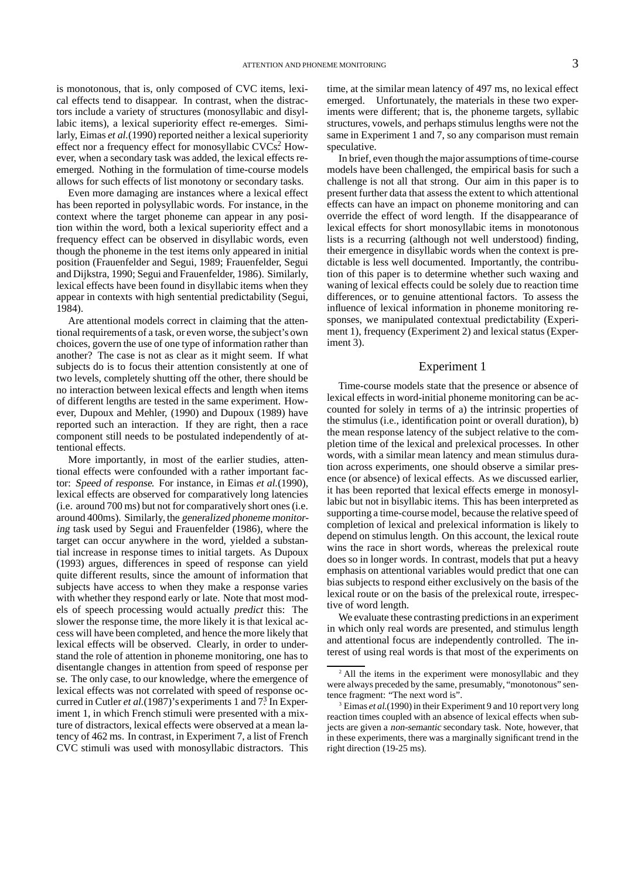is monotonous, that is, only composed of CVC items, lexical effects tend to disappear. In contrast, when the distractors include a variety of structures (monosyllabic and disyllabic items), a lexical superiority effect re-emerges. Similarly, Eimas *et al.*(1990) reported neither a lexical superiority effect nor a frequency effect for monosyllabic CVCs.[2] However, when a secondary task was added, the lexical effects reemerged. Nothing in the formulation of time-course models allows for such effects of list monotony or secondary tasks.

Even more damaging are instances where a lexical effect has been reported in polysyllabic words. For instance, in the context where the target phoneme can appear in any position within the word, both a lexical superiority effect and a frequency effect can be observed in disyllabic words, even though the phoneme in the test items only appeared in initial position (Frauenfelder and Segui, 1989; Frauenfelder, Segui and Dijkstra, 1990; Segui and Frauenfelder, 1986). Similarly, lexical effects have been found in disyllabic items when they appear in contexts with high sentential predictability (Segui, 1984).

Are attentional models correct in claiming that the attentional requirements of a task, or even worse, the subject's own choices, govern the use of one type of information rather than another? The case is not as clear as it might seem. If what subjects do is to focus their attention consistently at one of two levels, completely shutting off the other, there should be no interaction between lexical effects and length when items of different lengths are tested in the same experiment. However, Dupoux and Mehler, (1990) and Dupoux (1989) have reported such an interaction. If they are right, then a race component still needs to be postulated independently of attentional effects.

More importantly, in most of the earlier studies, attentional effects were confounded with a rather important factor: *Speed of response*. For instance, in Eimas *et al.*(1990), lexical effects are observed for comparatively long latencies (i.e. around 700 ms) but not for comparatively short ones (i.e. around 400ms). Similarly, the *generalized phoneme monitoring* task used by Segui and Frauenfelder (1986), where the target can occur anywhere in the word, yielded a substantial increase in response times to initial targets. As Dupoux (1993) argues, differences in speed of response can yield quite different results, since the amount of information that subjects have access to when they make a response varies with whether they respond early or late. Note that most models of speech processing would actually *predict* this: The slower the response time, the more likely it is that lexical access will have been completed, and hence the more likely that lexical effects will be observed. Clearly, in order to understand the role of attention in phoneme monitoring, one has to disentangle changes in attention from speed of response per se. The only case, to our knowledge, where the emergence of lexical effects was not correlated with speed of response occurred in Cutler *et al.*(1987)'s experiments 1 and 7.[3] In Experiment 1, in which French stimuli were presented with a mixture of distractors, lexical effects were observed at a mean latency of 462 ms. In contrast, in Experiment 7, a list of French CVC stimuli was used with monosyllabic distractors. This time, at the similar mean latency of 497 ms, no lexical effect emerged. Unfortunately, the materials in these two experiments were different; that is, the phoneme targets, syllabic structures, vowels, and perhaps stimulus lengths were not the same in Experiment 1 and 7, so any comparison must remain speculative.

In brief, even though the major assumptions of time-course models have been challenged, the empirical basis for such a challenge is not all that strong. Our aim in this paper is to present further data that assess the extent to which attentional effects can have an impact on phoneme monitoring and can override the effect of word length. If the disappearance of lexical effects for short monosyllabic items in monotonous lists is a recurring (although not well understood) finding, their emergence in disyllabic words when the context is predictable is less well documented. Importantly, the contribution of this paper is to determine whether such waxing and waning of lexical effects could be solely due to reaction time differences, or to genuine attentional factors. To assess the influence of lexical information in phoneme monitoring responses, we manipulated contextual predictability (Experiment 1), frequency (Experiment 2) and lexical status (Experiment 3).

## Experiment 1

Time-course models state that the presence or absence of lexical effects in word-initial phoneme monitoring can be accounted for solely in terms of a) the intrinsic properties of the stimulus (i.e., identification point or overall duration), b) the mean response latency of the subject relative to the completion time of the lexical and prelexical processes. In other words, with a similar mean latency and mean stimulus duration across experiments, one should observe a similar presence (or absence) of lexical effects. As we discussed earlier, it has been reported that lexical effects emerge in monosyllabic but not in bisyllabic items. This has been interpreted as supporting a time-course model, because the relative speed of completion of lexical and prelexical information is likely to depend on stimulus length. On this account, the lexical route wins the race in short words, whereas the prelexical route does so in longer words. In contrast, models that put a heavy emphasis on attentional variables would predict that one can bias subjects to respond either exclusively on the basis of the lexical route or on the basis of the prelexical route, irrespective of word length.

We evaluate these contrasting predictions in an experiment in which only real words are presented, and stimulus length and attentional focus are independently controlled. The interest of using real words is that most of the experiments on

[2] All the items in the experiment were monosyllabic and they were always preceded by the same, presumably, "monotonous" sentence fragment: "The next word is".

[3] Eimas *et al.*(1990) in their Experiment 9 and 10 report very long reaction times coupled with an absence of lexical effects when subjects are given a *non-semantic* secondary task. Note, however, that in these experiments, there was a marginally significant trend in the right direction (19-25 ms).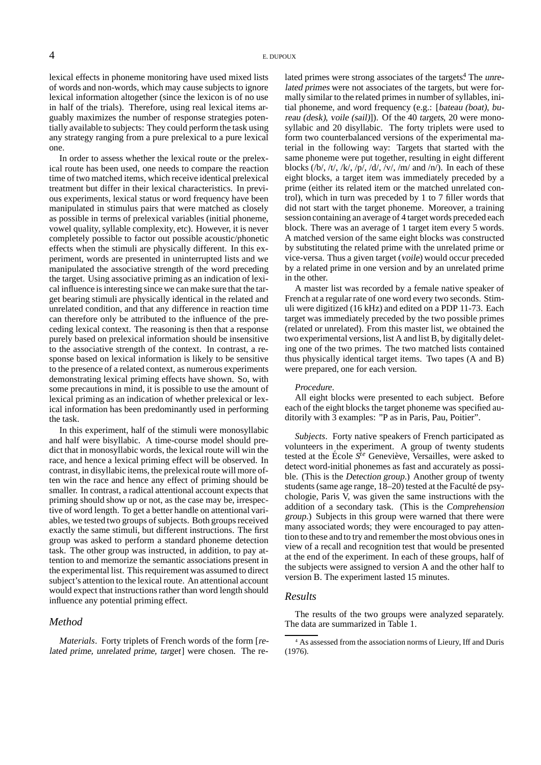lexical effects in phoneme monitoring have used mixed lists of words and non-words, which may cause subjects to ignore lexical information altogether (since the lexicon is of no use in half of the trials). Therefore, using real lexical items arguably maximizes the number of response strategies potentially available to subjects: They could perform the task using any strategy ranging from a pure prelexical to a pure lexical one.

In order to assess whether the lexical route or the prelexical route has been used, one needs to compare the reaction time of two matched items, which receive identical prelexical treatment but differ in their lexical characteristics. In previous experiments, lexical status or word frequency have been manipulated in stimulus pairs that were matched as closely as possible in terms of prelexical variables (initial phoneme, vowel quality, syllable complexity, etc). However, it is never completely possible to factor out possible acoustic/phonetic effects when the stimuli are physically different. In this experiment, words are presented in uninterrupted lists and we manipulated the associative strength of the word preceding the target. Using associative priming as an indication of lexical influence is interesting since we can make sure that the target bearing stimuli are physically identical in the related and unrelated condition, and that any difference in reaction time can therefore only be attributed to the influence of the preceding lexical context. The reasoning is then that a response purely based on prelexical information should be insensitive to the associative strength of the context. In contrast, a response based on lexical information is likely to be sensitive to the presence of a related context, as numerous experiments demonstrating lexical priming effects have shown. So, with some precautions in mind, it is possible to use the amount of lexical priming as an indication of whether prelexical or lexical information has been predominantly used in performing the task.

In this experiment, half of the stimuli were monosyllabic and half were bisyllabic. A time-course model should predict that in monosyllabic words, the lexical route will win the race, and hence a lexical priming effect will be observed. In contrast, in disyllabic items, the prelexical route will more often win the race and hence any effect of priming should be smaller. In contrast, a radical attentional account expects that priming should show up or not, as the case may be, irrespective of word length. To get a better handle on attentional variables, we tested two groups of subjects. Both groups received exactly the same stimuli, but different instructions. The first group was asked to perform a standard phoneme detection task. The other group was instructed, in addition, to pay attention to and memorize the semantic associations present in the experimental list. This requirement was assumed to direct subject's attention to the lexical route. An attentional account would expect that instructions rather than word length should influence any potential priming effect.

## Method

*Materials*. Forty triplets of French words of the form [*related prime, unrelated prime, target*] were chosen. The related primes were strong associates of the targets.[4] The *unrelated primes* were not associates of the targets, but were formally similar to the related primes in number of syllables, initial phoneme, and word frequency (e.g.: [*bateau (boat)*, *bureau (desk)*, *voile (sail)*]). Of the 40 *targets*, 20 were monosyllabic and 20 disyllabic. The forty triplets were used to form two counterbalanced versions of the experimental material in the following way: Targets that started with the same phoneme were put together, resulting in eight different blocks (/b/, /t/, /k/, /p/, /d/, /v/, /m/ and /n/). In each of these eight blocks, a target item was immediately preceded by a prime (either its related item or the matched unrelated control), which in turn was preceded by 1 to 7 filler words that did not start with the target phoneme. Moreover, a training session containing an average of 4 target words preceded each block. There was an average of 1 target item every 5 words. A matched version of the same eight blocks was constructed by substituting the related prime with the unrelated prime or vice-versa. Thus a given target (*voile*) would occur preceded by a related prime in one version and by an unrelated prime in the other.

A master list was recorded by a female native speaker of French at a regular rate of one word every two seconds. Stimuli were digitized (16 kHz) and edited on a PDP 11-73. Each target was immediately preceded by the two possible primes (related or unrelated). From this master list, we obtained the two experimental versions, list A and list B, by digitally deleting one of the two primes. The two matched lists contained thus physically identical target items. Two tapes (A and B) were prepared, one for each version.

*Procedure*.
All eight blocks were presented to each subject. Before each of the eight blocks the target phoneme was specified auditorily with 3 examples: "P as in Paris, Pau, Poitier".

*Subjects*. Forty native speakers of French participated as volunteers in the experiment. A group of twenty students tested at the École S[te] Geneviève, Versailles, were asked to detect word-initial phonemes as fast and accurately as possible. (This is the *Detection group*.) Another group of twenty students (same age range, 18–20) tested at the Faculté de psychologie, Paris V, was given the same instructions with the addition of a secondary task. (This is the *Comprehension group*.) Subjects in this group were warned that there were many associated words; they were encouraged to pay attention to these and to try and remember the most obvious ones in view of a recall and recognition test that would be presented at the end of the experiment. In each of these groups, half of the subjects were assigned to version A and the other half to version B. The experiment lasted 15 minutes.

## Results

The results of the two groups were analyzed separately. The data are summarized in Table 1.

[4] As assessed from the association norms of Lieury, Iff and Duris (1976).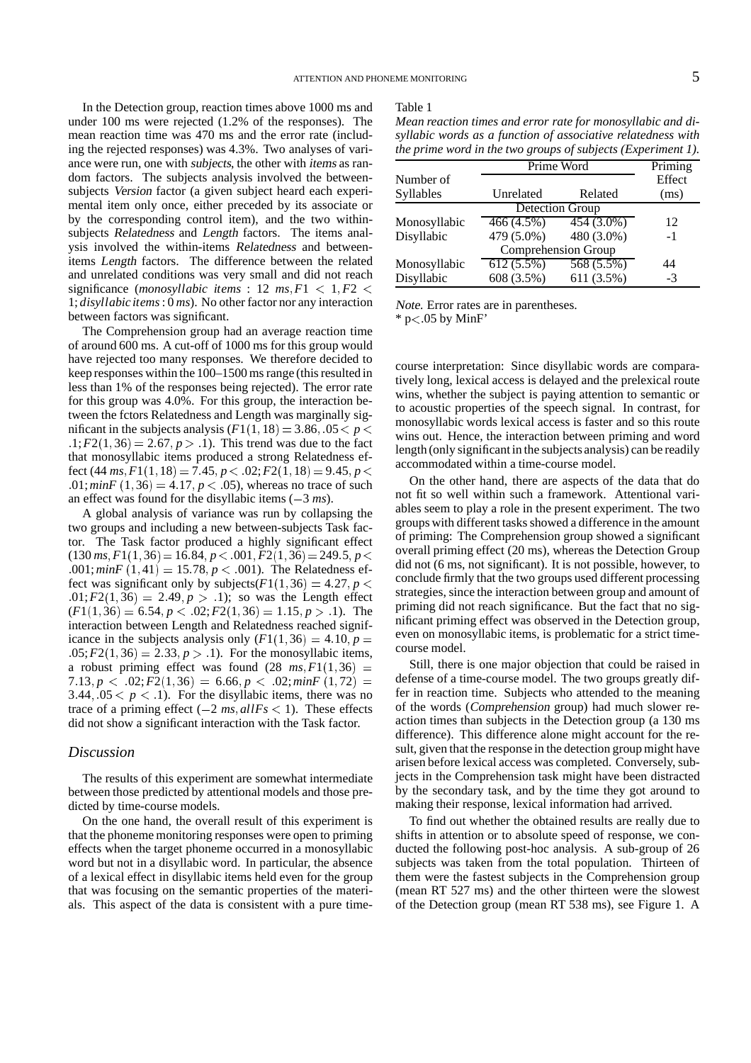In the Detection group, reaction times above 1000 ms and under 100 ms were rejected (1.2% of the responses). The mean reaction time was 470 ms and the error rate (including the rejected responses) was 4.3%. Two analyses of variance were run, one with *subjects*, the other with *items* as random factors. The subjects analysis involved the between-subjects *Version* factor (a given subject heard each experimental item only once, either preceded by its associate or by the corresponding control item), and the two within-subjects *Relatedness* and *Length* factors. The items analysis involved the within-items *Relatedness* and between-items *Length* factors. The difference between the related and unrelated conditions was very small and did not reach significance (*monosyllabic items* : $12\ ms, F1 < 1, F2 < 1$; *disyllabic items* : $0\ ms$). No other factor nor any interaction between factors was significant.

The Comprehension group had an average reaction time of around 600 ms. A cut-off of 1000 ms for this group would have rejected too many responses. We therefore decided to keep responses within the 100–1500 ms range (this resulted in less than 1% of the responses being rejected). The error rate for this group was 4.0%. For this group, the interaction between the fctors Relatedness and Length was marginally significant in the subjects analysis ($F1(1,18) = 3.86, .05 < p < .1; F2(1,36) = 2.67, p > .1$). This trend was due to the fact that monosyllabic items produced a strong Relatedness effect ($44\ ms, F1(1,18) = 7.45, p < .02; F2(1,18) = 9.45, p < .01; minF\ (1,36) = 4.17, p < .05$), whereas no trace of such an effect was found for the disyllabic items ($-3\ ms$).

A global analysis of variance was run by collapsing the two groups and including a new between-subjects Task factor. The Task factor produced a highly significant effect ($130\ ms, F1(1,36) = 16.84, p < .001, F2(1,36) = 249.5, p < .001; minF\ (1,41) = 15.78, p < .001$). The Relatedness effect was significant only by subjects($F1(1,36) = 4.27, p < .01; F2(1,36) = 2.49, p > .1$); so was the Length effect ($F1(1,36) = 6.54, p < .02; F2(1,36) = 1.15, p > .1$). The interaction between Length and Relatedness reached significance in the subjects analysis only ($F1(1,36) = 4.10, p = .05; F2(1,36) = 2.33, p > .1$). For the monosyllabic items, a robust priming effect was found ($28\ ms, F1(1,36) = 7.13, p < .02; F2(1,36) = 6.66, p < .02; minF\ (1,72) = 3.44, .05 < p < .1$). For the disyllabic items, there was no trace of a priming effect ($-2\ ms, all Fs < 1$). These effects did not show a significant interaction with the Task factor.

## Discussion

The results of this experiment are somewhat intermediate between those predicted by attentional models and those predicted by time-course models.

On the one hand, the overall result of this experiment is that the phoneme monitoring responses were open to priming effects when the target phoneme occurred in a monosyllabic word but not in a disyllabic word. In particular, the absence of a lexical effect in disyllabic items held even for the group that was focusing on the semantic properties of the materials. This aspect of the data is consistent with a pure time-course interpretation: Since disyllabic words are comparatively long, lexical access is delayed and the prelexical route wins, whether the subject is paying attention to semantic or to acoustic properties of the speech signal. In contrast, for monosyllabic words lexical access is faster and so this route wins out. Hence, the interaction between priming and word length (only significant in the subjects analysis) can be readily accommodated within a time-course model.

On the other hand, there are aspects of the data that do not fit so well within such a framework. Attentional variables seem to play a role in the present experiment. The two groups with different tasks showed a difference in the amount of priming: The Comprehension group showed a significant overall priming effect (20 ms), whereas the Detection Group did not (6 ms, not significant). It is not possible, however, to conclude firmly that the two groups used different processing strategies, since the interaction between group and amount of priming did not reach significance. But the fact that no significant priming effect was observed in the Detection group, even on monosyllabic items, is problematic for a strict time-course model.

Still, there is one major objection that could be raised in defense of a time-course model. The two groups greatly differ in reaction time. Subjects who attended to the meaning of the words (*Comprehension* group) had much slower reaction times than subjects in the Detection group (a 130 ms difference). This difference alone might account for the result, given that the response in the detection group might have arisen before lexical access was completed. Conversely, subjects in the Comprehension task might have been distracted by the secondary task, and by the time they got around to making their response, lexical information had arrived.

To find out whether the obtained results are really due to shifts in attention or to absolute speed of response, we conducted the following post-hoc analysis. A sub-group of 26 subjects was taken from the total population. Thirteen of them were the fastest subjects in the Comprehension group (mean RT 527 ms) and the other thirteen were the slowest of the Detection group (mean RT 538 ms), see Figure 1. A

Table 1

*Mean reaction times and error rate for monosyllabic and disyllabic words as a function of associative relatedness with the prime word in the two groups of subjects (Experiment 1).*

| Number of Syllables | Prime Word: Unrelated | Prime Word: Related | Priming Effect (ms) |
|---|---|---|---|
| **Detection Group** | | | |
| Monosyllabic | 466 (4.5%) | 454 (3.0%) | 12 |
| Disyllabic | 479 (5.0%) | 480 (3.0%) | -1 |
| **Comprehension Group** | | | |
| Monosyllabic | 612 (5.5%) | 568 (5.5%) | 44 |
| Disyllabic | 608 (3.5%) | 611 (3.5%) | -3 |

*Note.* Error rates are in parentheses.
\* p<.05 by MinF'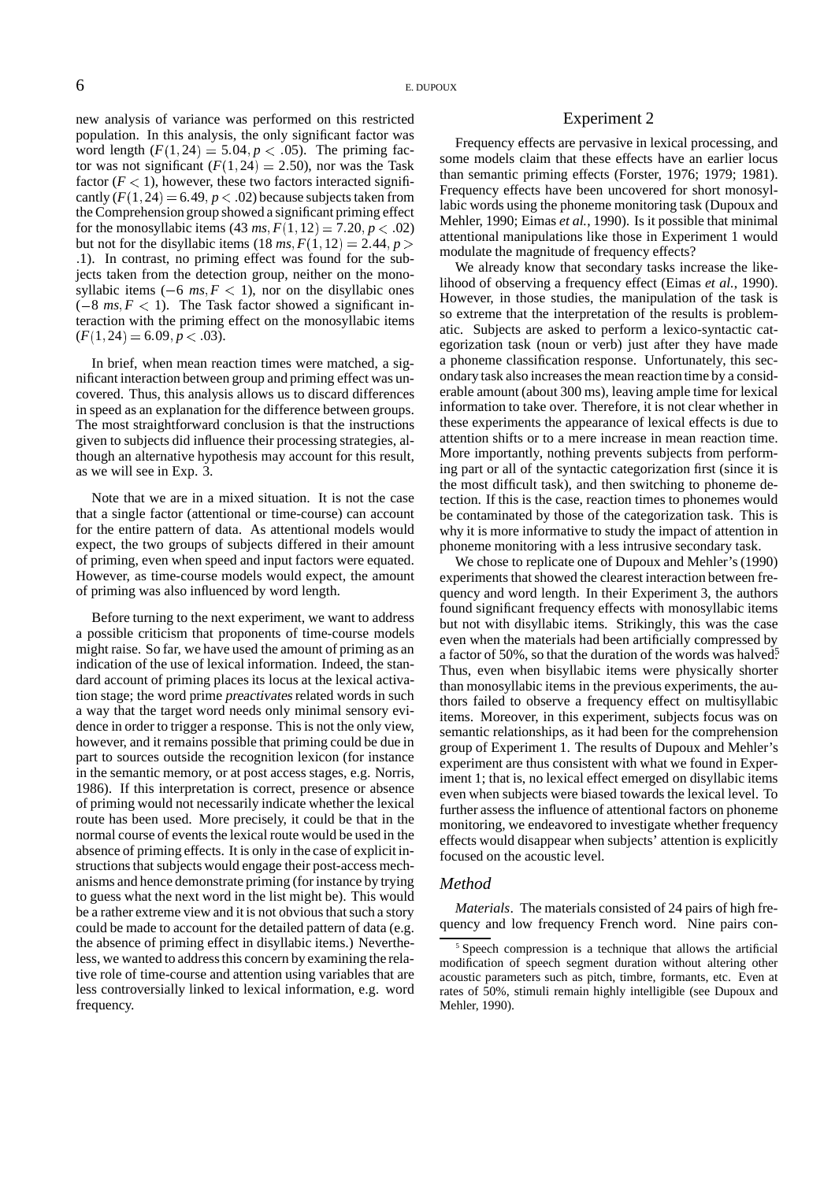new analysis of variance was performed on this restricted population. In this analysis, the only significant factor was word length ($F(1,24) = 5.04, p < .05$). The priming factor was not significant ($F(1,24) = 2.50$), nor was the Task factor ($F < 1$), however, these two factors interacted significantly ($F(1,24) = 6.49, p < .02$) because subjects taken from the Comprehension group showed a significant priming effect for the monosyllabic items (43 *ms*, $F(1,12) = 7.20, p < .02$) but not for the disyllabic items (18 *ms*, $F(1,12) = 2.44, p > .1$). In contrast, no priming effect was found for the subjects taken from the detection group, neither on the monosyllabic items ($-6$ *ms*, $F < 1$), nor on the disyllabic ones ($-8$ *ms*, $F < 1$). The Task factor showed a significant interaction with the priming effect on the monosyllabic items ($F(1,24) = 6.09, p < .03$).

In brief, when mean reaction times were matched, a significant interaction between group and priming effect was uncovered. Thus, this analysis allows us to discard differences in speed as an explanation for the difference between groups. The most straightforward conclusion is that the instructions given to subjects did influence their processing strategies, although an alternative hypothesis may account for this result, as we will see in Exp. 3.

Note that we are in a mixed situation. It is not the case that a single factor (attentional or time-course) can account for the entire pattern of data. As attentional models would expect, the two groups of subjects differed in their amount of priming, even when speed and input factors were equated. However, as time-course models would expect, the amount of priming was also influenced by word length.

Before turning to the next experiment, we want to address a possible criticism that proponents of time-course models might raise. So far, we have used the amount of priming as an indication of the use of lexical information. Indeed, the standard account of priming places its locus at the lexical activation stage; the word prime *preactivates* related words in such a way that the target word needs only minimal sensory evidence in order to trigger a response. This is not the only view, however, and it remains possible that priming could be due in part to sources outside the recognition lexicon (for instance in the semantic memory, or at post access stages, e.g. Norris, 1986). If this interpretation is correct, presence or absence of priming would not necessarily indicate whether the lexical route has been used. More precisely, it could be that in the normal course of events the lexical route would be used in the absence of priming effects. It is only in the case of explicit instructions that subjects would engage their post-access mechanisms and hence demonstrate priming (for instance by trying to guess what the next word in the list might be). This would be a rather extreme view and it is not obvious that such a story could be made to account for the detailed pattern of data (e.g. the absence of priming effect in disyllabic items.) Nevertheless, we wanted to address this concern by examining the relative role of time-course and attention using variables that are less controversially linked to lexical information, e.g. word frequency.

## Experiment 2

Frequency effects are pervasive in lexical processing, and some models claim that these effects have an earlier locus than semantic priming effects (Forster, 1976; 1979; 1981). Frequency effects have been uncovered for short monosyllabic words using the phoneme monitoring task (Dupoux and Mehler, 1990; Eimas *et al.*, 1990). Is it possible that minimal attentional manipulations like those in Experiment 1 would modulate the magnitude of frequency effects?

We already know that secondary tasks increase the likelihood of observing a frequency effect (Eimas *et al.*, 1990). However, in those studies, the manipulation of the task is so extreme that the interpretation of the results is problematic. Subjects are asked to perform a lexico-syntactic categorization task (noun or verb) just after they have made a phoneme classification response. Unfortunately, this secondary task also increases the mean reaction time by a considerable amount (about 300 ms), leaving ample time for lexical information to take over. Therefore, it is not clear whether in these experiments the appearance of lexical effects is due to attention shifts or to a mere increase in mean reaction time. More importantly, nothing prevents subjects from performing part or all of the syntactic categorization first (since it is the most difficult task), and then switching to phoneme detection. If this is the case, reaction times to phonemes would be contaminated by those of the categorization task. This is why it is more informative to study the impact of attention in phoneme monitoring with a less intrusive secondary task.

We chose to replicate one of Dupoux and Mehler's (1990) experiments that showed the clearest interaction between frequency and word length. In their Experiment 3, the authors found significant frequency effects with monosyllabic items but not with disyllabic items. Strikingly, this was the case even when the materials had been artificially compressed by a factor of 50%, so that the duration of the words was halved.[5] Thus, even when bisyllabic items were physically shorter than monosyllabic items in the previous experiments, the authors failed to observe a frequency effect on multisyllabic items. Moreover, in this experiment, subjects focus was on semantic relationships, as it had been for the comprehension group of Experiment 1. The results of Dupoux and Mehler's experiment are thus consistent with what we found in Experiment 1; that is, no lexical effect emerged on disyllabic items even when subjects were biased towards the lexical level. To further assess the influence of attentional factors on phoneme monitoring, we endeavored to investigate whether frequency effects would disappear when subjects' attention is explicitly focused on the acoustic level.

### *Method*

*Materials*. The materials consisted of 24 pairs of high frequency and low frequency French word. Nine pairs con-

[5] Speech compression is a technique that allows the artificial modification of speech segment duration without altering other acoustic parameters such as pitch, timbre, formants, etc. Even at rates of 50%, stimuli remain highly intelligible (see Dupoux and Mehler, 1990).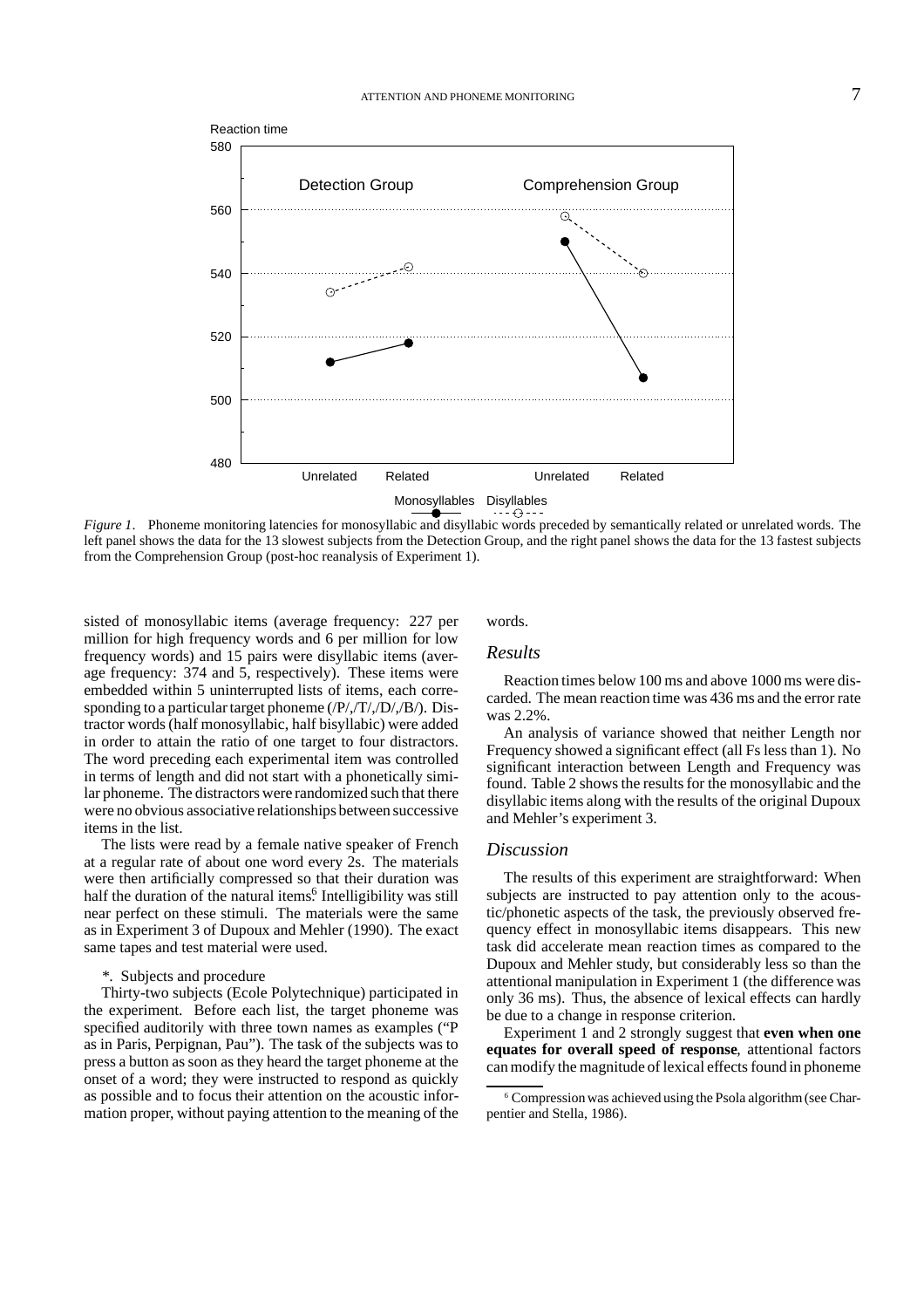Reaction time

580

560

540

520

500

480

Detection Group

Comprehension Group

Unrelated

Related

Unrelated

Related

Monosyllables

Disyllables

*Figure 1*. Phoneme monitoring latencies for monosyllabic and disyllabic words preceded by semantically related or unrelated words. The left panel shows the data for the 13 slowest subjects from the Detection Group, and the right panel shows the data for the 13 fastest subjects from the Comprehension Group (post-hoc reanalysis of Experiment 1).

sisted of monosyllabic items (average frequency: 227 per million for high frequency words and 6 per million for low frequency words) and 15 pairs were disyllabic items (average frequency: 374 and 5, respectively). These items were embedded within 5 uninterrupted lists of items, each corresponding to a particular target phoneme (/P/,/T/,/D/,/B/). Distractor words (half monosyllabic, half bisyllabic) were added in order to attain the ratio of one target to four distractors. The word preceding each experimental item was controlled in terms of length and did not start with a phonetically similar phoneme. The distractors were randomized such that there were no obvious associative relationships between successive items in the list.

The lists were read by a female native speaker of French at a regular rate of about one word every 2s. The materials were then artificially compressed so that their duration was half the duration of the natural items.[6] Intelligibility was still near perfect on these stimuli. The materials were the same as in Experiment 3 of Dupoux and Mehler (1990). The exact same tapes and test material were used.

*. Subjects and procedure

Thirty-two subjects (Ecole Polytechnique) participated in the experiment. Before each list, the target phoneme was specified auditorily with three town names as examples ("P as in Paris, Perpignan, Pau"). The task of the subjects was to press a button as soon as they heard the target phoneme at the onset of a word; they were instructed to respond as quickly as possible and to focus their attention on the acoustic information proper, without paying attention to the meaning of the words.

### *Results*

Reaction times below 100 ms and above 1000 ms were discarded. The mean reaction time was 436 ms and the error rate was 2.2%.

An analysis of variance showed that neither Length nor Frequency showed a significant effect (all Fs less than 1). No significant interaction between Length and Frequency was found. Table 2 shows the results for the monosyllabic and the disyllabic items along with the results of the original Dupoux and Mehler's experiment 3.

### *Discussion*

The results of this experiment are straightforward: When subjects are instructed to pay attention only to the acoustic/phonetic aspects of the task, the previously observed frequency effect in monosyllabic items disappears. This new task did accelerate mean reaction times as compared to the Dupoux and Mehler study, but considerably less so than the attentional manipulation in Experiment 1 (the difference was only 36 ms). Thus, the absence of lexical effects can hardly be due to a change in response criterion.

Experiment 1 and 2 strongly suggest that **even when one equates for overall speed of response**, attentional factors can modify the magnitude of lexical effects found in phoneme

[6] Compression was achieved using the Psola algorithm (see Charpentier and Stella, 1986).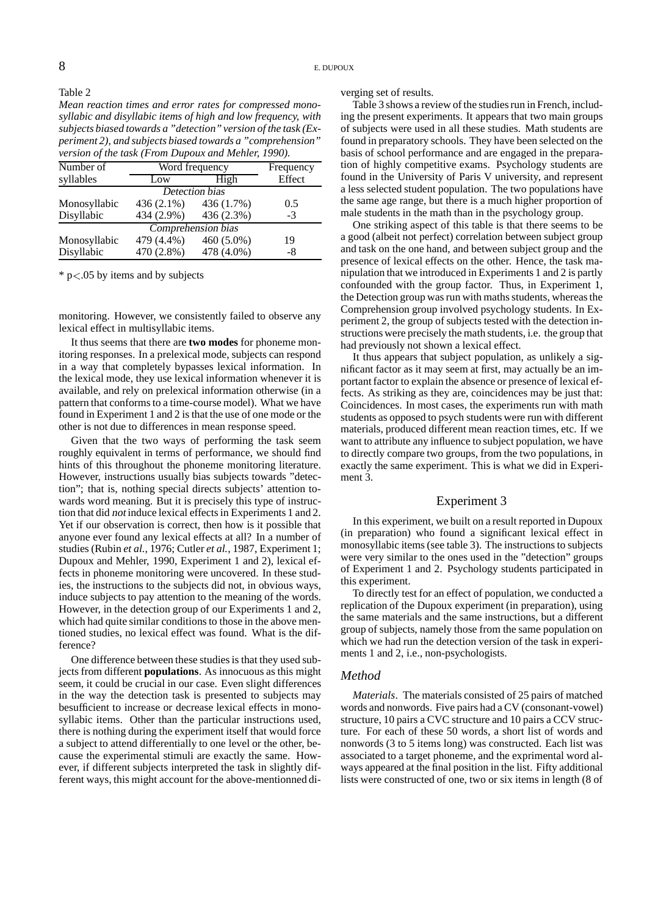Table 2

*Mean reaction times and error rates for compressed monosyllabic and disyllabic items of high and low frequency, with subjects biased towards a "detection" version of the task (Experiment 2), and subjects biased towards a "comprehension" version of the task (From Dupoux and Mehler, 1990).*

| Number of syllables | Word frequency Low | High | Frequency Effect |
|---|---|---|---|
| | *Detection bias* | | |
| Monosyllabic | 436 (2.1%) | 436 (1.7%) | 0.5 |
| Disyllabic | 434 (2.9%) | 436 (2.3%) | -3 |
| | *Comprehension bias* | | |
| Monosyllabic | 479 (4.4%) | 460 (5.0%) | 19 |
| Disyllabic | 470 (2.8%) | 478 (4.0%) | -8 |

* $p<.05$ by items and by subjects

monitoring. However, we consistently failed to observe any lexical effect in multisyllabic items.

It thus seems that there are **two modes** for phoneme monitoring responses. In a prelexical mode, subjects can respond in a way that completely bypasses lexical information. In the lexical mode, they use lexical information whenever it is available, and rely on prelexical information otherwise (in a pattern that conforms to a time-course model). What we have found in Experiment 1 and 2 is that the use of one mode or the other is not due to differences in mean response speed.

Given that the two ways of performing the task seem roughly equivalent in terms of performance, we should find hints of this throughout the phoneme monitoring literature. However, instructions usually bias subjects towards "detection"; that is, nothing special directs subjects' attention towards word meaning. But it is precisely this type of instruction that did *not* induce lexical effects in Experiments 1 and 2. Yet if our observation is correct, then how is it possible that anyone ever found any lexical effects at all? In a number of studies (Rubin *et al.*, 1976; Cutler *et al.*, 1987, Experiment 1; Dupoux and Mehler, 1990, Experiment 1 and 2), lexical effects in phoneme monitoring were uncovered. In these studies, the instructions to the subjects did not, in obvious ways, induce subjects to pay attention to the meaning of the words. However, in the detection group of our Experiments 1 and 2, which had quite similar conditions to those in the above mentioned studies, no lexical effect was found. What is the difference?

One difference between these studies is that they used subjects from different **populations**. As innocuous as this might seem, it could be crucial in our case. Even slight differences in the way the detection task is presented to subjects may besufficient to increase or decrease lexical effects in monosyllabic items. Other than the particular instructions used, there is nothing during the experiment itself that would force a subject to attend differentially to one level or the other, because the experimental stimuli are exactly the same. However, if different subjects interpreted the task in slightly different ways, this might account for the above-mentionned diverging set of results.

Table 3 shows a review of the studies run in French, including the present experiments. It appears that two main groups of subjects were used in all these studies. Math students are found in preparatory schools. They have been selected on the basis of school performance and are engaged in the preparation of highly competitive exams. Psychology students are found in the University of Paris V university, and represent a less selected student population. The two populations have the same age range, but there is a much higher proportion of male students in the math than in the psychology group.

One striking aspect of this table is that there seems to be a good (albeit not perfect) correlation between subject group and task on the one hand, and between subject group and the presence of lexical effects on the other. Hence, the task manipulation that we introduced in Experiments 1 and 2 is partly confounded with the group factor. Thus, in Experiment 1, the Detection group was run with maths students, whereas the Comprehension group involved psychology students. In Experiment 2, the group of subjects tested with the detection instructions were precisely the math students, i.e. the group that had previously not shown a lexical effect.

It thus appears that subject population, as unlikely a significant factor as it may seem at first, may actually be an important factor to explain the absence or presence of lexical effects. As striking as they are, coincidences may be just that: Coincidences. In most cases, the experiments run with math students as opposed to psych students were run with different materials, produced different mean reaction times, etc. If we want to attribute any influence to subject population, we have to directly compare two groups, from the two populations, in exactly the same experiment. This is what we did in Experiment 3.

## Experiment 3

In this experiment, we built on a result reported in Dupoux (in preparation) who found a significant lexical effect in monosyllabic items (see table 3). The instructions to subjects were very similar to the ones used in the "detection" groups of Experiment 1 and 2. Psychology students participated in this experiment.

To directly test for an effect of population, we conducted a replication of the Dupoux experiment (in preparation), using the same materials and the same instructions, but a different group of subjects, namely those from the same population on which we had run the detection version of the task in experiments 1 and 2, i.e., non-psychologists.

### *Method*

*Materials*. The materials consisted of 25 pairs of matched words and nonwords. Five pairs had a CV (consonant-vowel) structure, 10 pairs a CVC structure and 10 pairs a CCV structure. For each of these 50 words, a short list of words and nonwords (3 to 5 items long) was constructed. Each list was associated to a target phoneme, and the exprimental word always appeared at the final position in the list. Fifty additional lists were constructed of one, two or six items in length (8 of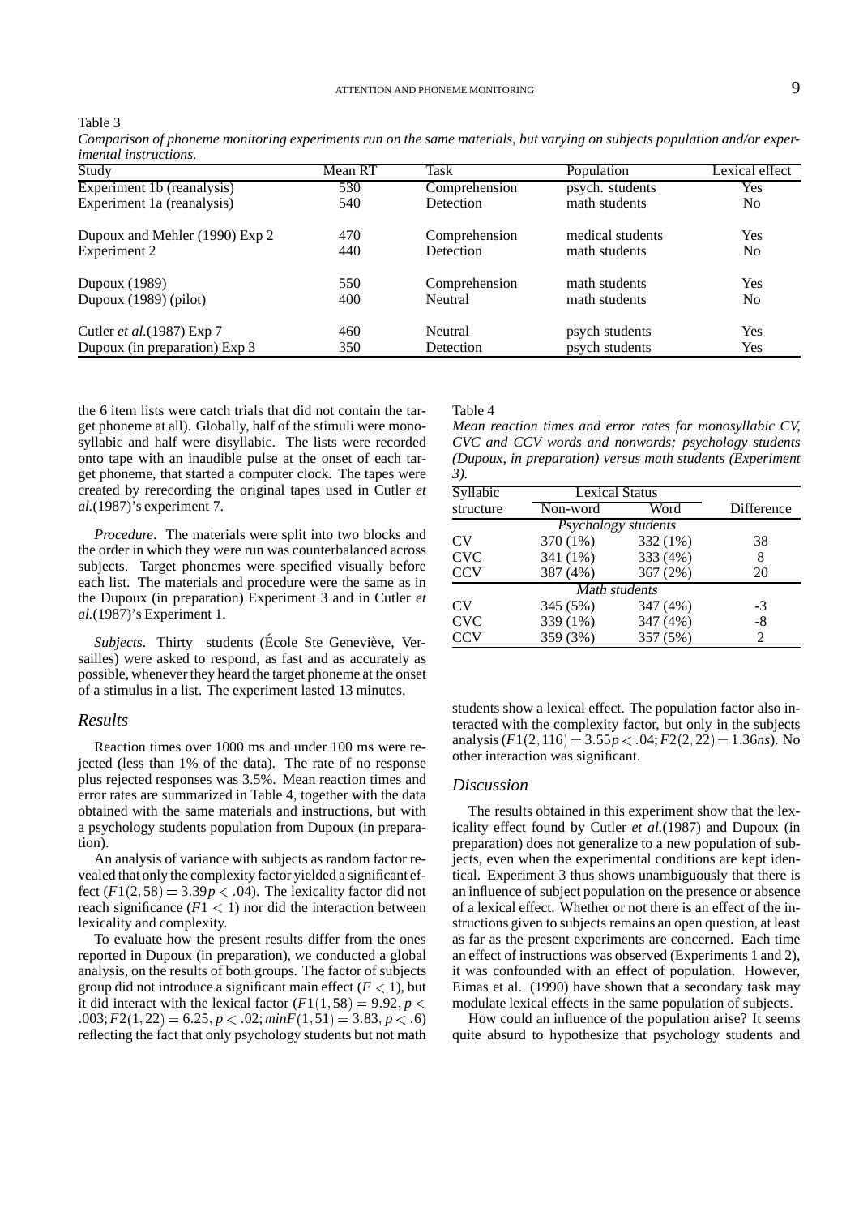Table 3

*Comparison of phoneme monitoring experiments run on the same materials, but varying on subjects population and/or experimental instructions.*

| Study | Mean RT | Task | Population | Lexical effect |
|---|---|---|---|---|
| Experiment 1b (reanalysis) | 530 | Comprehension | psych. students | Yes |
| Experiment 1a (reanalysis) | 540 | Detection | math students | No |
| Dupoux and Mehler (1990) Exp 2 | 470 | Comprehension | medical students | Yes |
| Experiment 2 | 440 | Detection | math students | No |
| Dupoux (1989) | 550 | Comprehension | math students | Yes |
| Dupoux (1989) (pilot) | 400 | Neutral | math students | No |
| Cutler *et al.*(1987) Exp 7 | 460 | Neutral | psych students | Yes |
| Dupoux (in preparation) Exp 3 | 350 | Detection | psych students | Yes |

the 6 item lists were catch trials that did not contain the target phoneme at all). Globally, half of the stimuli were monosyllabic and half were disyllabic. The lists were recorded onto tape with an inaudible pulse at the onset of each target phoneme, that started a computer clock. The tapes were created by rerecording the original tapes used in Cutler *et al.*(1987)'s experiment 7.

*Procedure.* The materials were split into two blocks and the order in which they were run was counterbalanced across subjects. Target phonemes were specified visually before each list. The materials and procedure were the same as in the Dupoux (in preparation) Experiment 3 and in Cutler *et al.*(1987)'s Experiment 1.

*Subjects*. Thirty students (École Ste Geneviève, Versailles) were asked to respond, as fast and as accurately as possible, whenever they heard the target phoneme at the onset of a stimulus in a list. The experiment lasted 13 minutes.

## *Results*

Reaction times over 1000 ms and under 100 ms were rejected (less than 1% of the data). The rate of no response plus rejected responses was 3.5%. Mean reaction times and error rates are summarized in Table 4, together with the data obtained with the same materials and instructions, but with a psychology students population from Dupoux (in preparation).

An analysis of variance with subjects as random factor revealed that only the complexity factor yielded a significant effect ($F1(2,58) = 3.39 p < .04$). The lexicality factor did not reach significance ($F1 < 1$) nor did the interaction between lexicality and complexity.

To evaluate how the present results differ from the ones reported in Dupoux (in preparation), we conducted a global analysis, on the results of both groups. The factor of subjects group did not introduce a significant main effect ($F < 1$), but it did interact with the lexical factor ($F1(1,58) = 9.92, p < .003; F2(1,22) = 6.25, p < .02; minF(1,51) = 3.83, p < .6$) reflecting the fact that only psychology students but not math students show a lexical effect. The population factor also interacted with the complexity factor, but only in the subjects analysis ($F1(2,116) = 3.55 p < .04; F2(2,22) = 1.36 ns$). No other interaction was significant.

Table 4

*Mean reaction times and error rates for monosyllabic CV, CVC and CCV words and nonwords; psychology students (Dupoux, in preparation) versus math students (Experiment 3).*

| Syllabic structure | Lexical Status | | Difference |
|---|---|---|---|
| | Non-word | Word | |
| | *Psychology students* | | |
| CV | 370 (1%) | 332 (1%) | 38 |
| CVC | 341 (1%) | 333 (4%) | 8 |
| CCV | 387 (4%) | 367 (2%) | 20 |
| | *Math students* | | |
| CV | 345 (5%) | 347 (4%) | -3 |
| CVC | 339 (1%) | 347 (4%) | -8 |
| CCV | 359 (3%) | 357 (5%) | 2 |

## *Discussion*

The results obtained in this experiment show that the lexicality effect found by Cutler *et al.*(1987) and Dupoux (in preparation) does not generalize to a new population of subjects, even when the experimental conditions are kept identical. Experiment 3 thus shows unambiguously that there is an influence of subject population on the presence or absence of a lexical effect. Whether or not there is an effect of the instructions given to subjects remains an open question, at least as far as the present experiments are concerned. Each time an effect of instructions was observed (Experiments 1 and 2), it was confounded with an effect of population. However, Eimas et al. (1990) have shown that a secondary task may modulate lexical effects in the same population of subjects.

How could an influence of the population arise? It seems quite absurd to hypothesize that psychology students and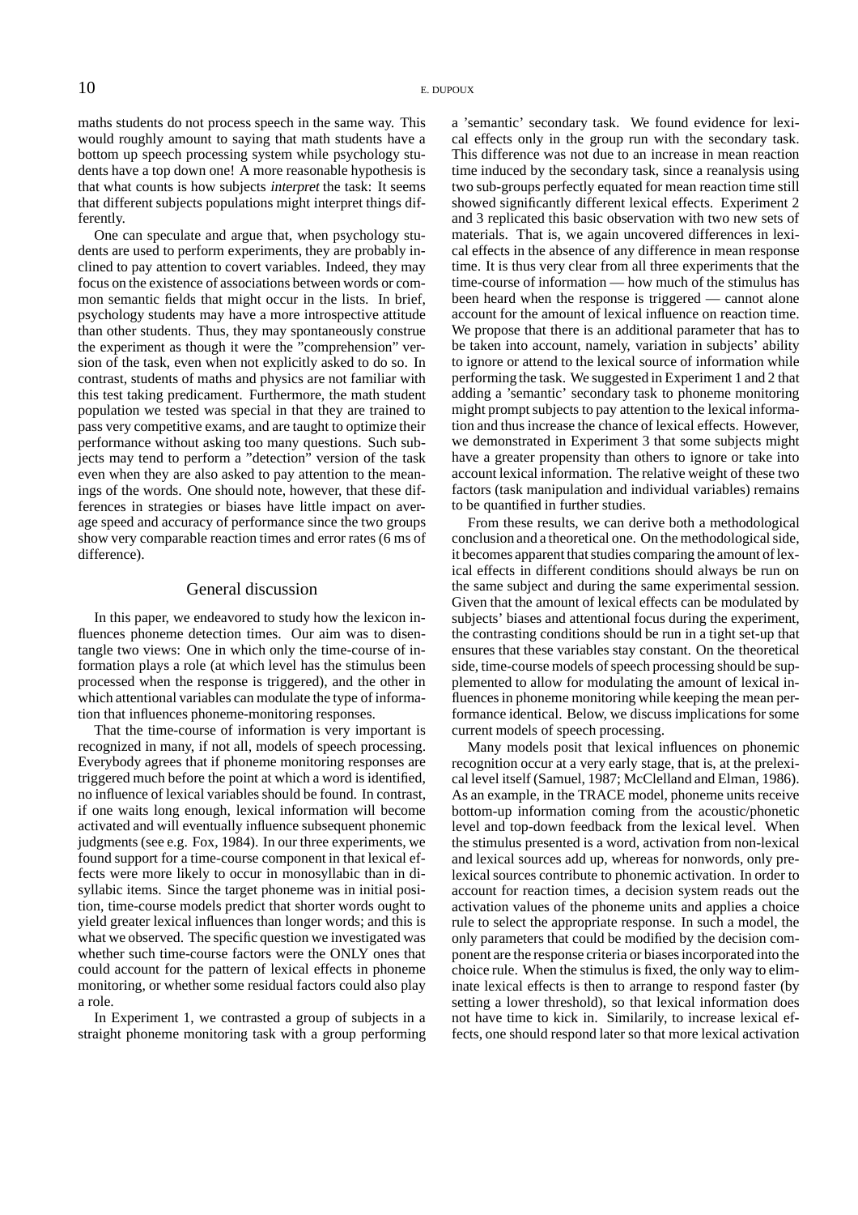maths students do not process speech in the same way. This would roughly amount to saying that math students have a bottom up speech processing system while psychology students have a top down one! A more reasonable hypothesis is that what counts is how subjects *interpret* the task: It seems that different subjects populations might interpret things differently.

One can speculate and argue that, when psychology students are used to perform experiments, they are probably inclined to pay attention to covert variables. Indeed, they may focus on the existence of associations between words or common semantic fields that might occur in the lists. In brief, psychology students may have a more introspective attitude than other students. Thus, they may spontaneously construe the experiment as though it were the "comprehension" version of the task, even when not explicitly asked to do so. In contrast, students of maths and physics are not familiar with this test taking predicament. Furthermore, the math student population we tested was special in that they are trained to pass very competitive exams, and are taught to optimize their performance without asking too many questions. Such subjects may tend to perform a "detection" version of the task even when they are also asked to pay attention to the meanings of the words. One should note, however, that these differences in strategies or biases have little impact on average speed and accuracy of performance since the two groups show very comparable reaction times and error rates (6 ms of difference).

## General discussion

In this paper, we endeavored to study how the lexicon influences phoneme detection times. Our aim was to disentangle two views: One in which only the time-course of information plays a role (at which level has the stimulus been processed when the response is triggered), and the other in which attentional variables can modulate the type of information that influences phoneme-monitoring responses.

That the time-course of information is very important is recognized in many, if not all, models of speech processing. Everybody agrees that if phoneme monitoring responses are triggered much before the point at which a word is identified, no influence of lexical variables should be found. In contrast, if one waits long enough, lexical information will become activated and will eventually influence subsequent phonemic judgments (see e.g. Fox, 1984). In our three experiments, we found support for a time-course component in that lexical effects were more likely to occur in monosyllabic than in disyllabic items. Since the target phoneme was in initial position, time-course models predict that shorter words ought to yield greater lexical influences than longer words; and this is what we observed. The specific question we investigated was whether such time-course factors were the ONLY ones that could account for the pattern of lexical effects in phoneme monitoring, or whether some residual factors could also play a role.

In Experiment 1, we contrasted a group of subjects in a straight phoneme monitoring task with a group performing a 'semantic' secondary task. We found evidence for lexical effects only in the group run with the secondary task. This difference was not due to an increase in mean reaction time induced by the secondary task, since a reanalysis using two sub-groups perfectly equated for mean reaction time still showed significantly different lexical effects. Experiment 2 and 3 replicated this basic observation with two new sets of materials. That is, we again uncovered differences in lexical effects in the absence of any difference in mean response time. It is thus very clear from all three experiments that the time-course of information — how much of the stimulus has been heard when the response is triggered — cannot alone account for the amount of lexical influence on reaction time. We propose that there is an additional parameter that has to be taken into account, namely, variation in subjects' ability to ignore or attend to the lexical source of information while performing the task. We suggested in Experiment 1 and 2 that adding a 'semantic' secondary task to phoneme monitoring might prompt subjects to pay attention to the lexical information and thus increase the chance of lexical effects. However, we demonstrated in Experiment 3 that some subjects might have a greater propensity than others to ignore or take into account lexical information. The relative weight of these two factors (task manipulation and individual variables) remains to be quantified in further studies.

From these results, we can derive both a methodological conclusion and a theoretical one. On the methodological side, it becomes apparent that studies comparing the amount of lexical effects in different conditions should always be run on the same subject and during the same experimental session. Given that the amount of lexical effects can be modulated by subjects' biases and attentional focus during the experiment, the contrasting conditions should be run in a tight set-up that ensures that these variables stay constant. On the theoretical side, time-course models of speech processing should be supplemented to allow for modulating the amount of lexical influences in phoneme monitoring while keeping the mean performance identical. Below, we discuss implications for some current models of speech processing.

Many models posit that lexical influences on phonemic recognition occur at a very early stage, that is, at the prelexical level itself (Samuel, 1987; McClelland and Elman, 1986). As an example, in the TRACE model, phoneme units receive bottom-up information coming from the acoustic/phonetic level and top-down feedback from the lexical level. When the stimulus presented is a word, activation from non-lexical and lexical sources add up, whereas for nonwords, only prelexical sources contribute to phonemic activation. In order to account for reaction times, a decision system reads out the activation values of the phoneme units and applies a choice rule to select the appropriate response. In such a model, the only parameters that could be modified by the decision component are the response criteria or biases incorporated into the choice rule. When the stimulus is fixed, the only way to eliminate lexical effects is then to arrange to respond faster (by setting a lower threshold), so that lexical information does not have time to kick in. Similarly, to increase lexical effects, one should respond later so that more lexical activation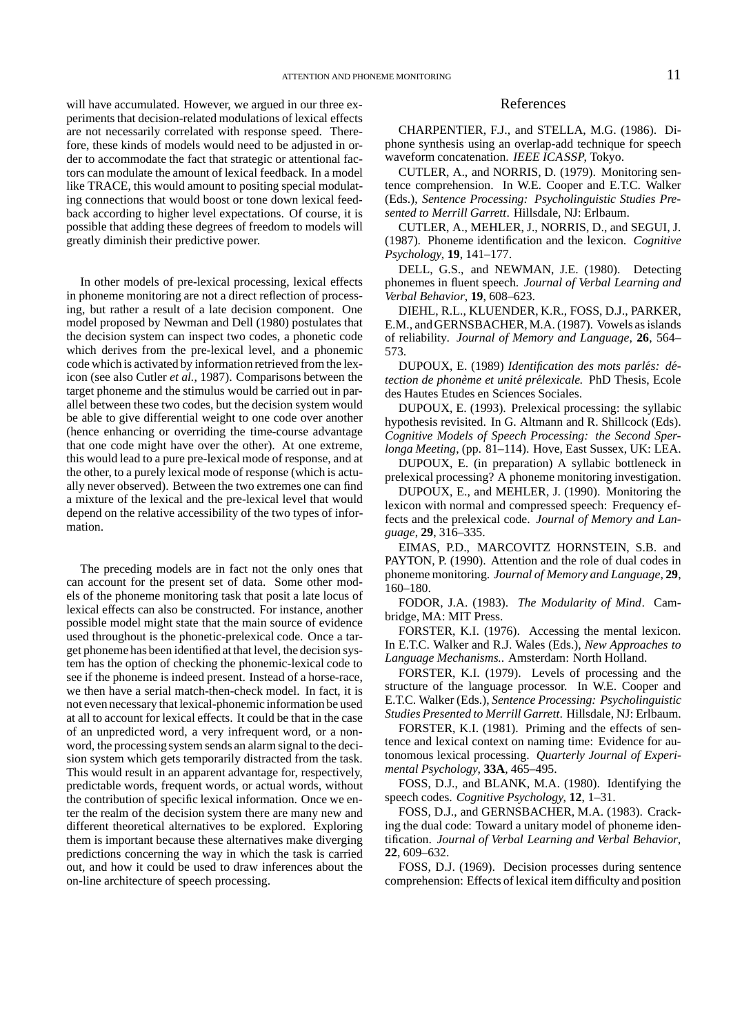will have accumulated. However, we argued in our three experiments that decision-related modulations of lexical effects are not necessarily correlated with response speed. Therefore, these kinds of models would need to be adjusted in order to accommodate the fact that strategic or attentional factors can modulate the amount of lexical feedback. In a model like TRACE, this would amount to positing special modulating connections that would boost or tone down lexical feedback according to higher level expectations. Of course, it is possible that adding these degrees of freedom to models will greatly diminish their predictive power.

In other models of pre-lexical processing, lexical effects in phoneme monitoring are not a direct reflection of processing, but rather a result of a late decision component. One model proposed by Newman and Dell (1980) postulates that the decision system can inspect two codes, a phonetic code which derives from the pre-lexical level, and a phonemic code which is activated by information retrieved from the lexicon (see also Cutler *et al.*, 1987). Comparisons between the target phoneme and the stimulus would be carried out in parallel between these two codes, but the decision system would be able to give differential weight to one code over another (hence enhancing or overriding the time-course advantage that one code might have over the other). At one extreme, this would lead to a pure pre-lexical mode of response, and at the other, to a purely lexical mode of response (which is actually never observed). Between the two extremes one can find a mixture of the lexical and the pre-lexical level that would depend on the relative accessibility of the two types of information.

The preceding models are in fact not the only ones that can account for the present set of data. Some other models of the phoneme monitoring task that posit a late locus of lexical effects can also be constructed. For instance, another possible model might state that the main source of evidence used throughout is the phonetic-prelexical code. Once a target phoneme has been identified at that level, the decision system has the option of checking the phonemic-lexical code to see if the phoneme is indeed present. Instead of a horse-race, we then have a serial match-then-check model. In fact, it is not even necessary that lexical-phonemic information be used at all to account for lexical effects. It could be that in the case of an unpredicted word, a very infrequent word, or a nonword, the processing system sends an alarm signal to the decision system which gets temporarily distracted from the task. This would result in an apparent advantage for, respectively, predictable words, frequent words, or actual words, without the contribution of specific lexical information. Once we enter the realm of the decision system there are many new and different theoretical alternatives to be explored. Exploring them is important because these alternatives make diverging predictions concerning the way in which the task is carried out, and how it could be used to draw inferences about the on-line architecture of speech processing.

## References

CHARPENTIER, F.J., and STELLA, M.G. (1986). Diphone synthesis using an overlap-add technique for speech waveform concatenation. *IEEE ICASSP*, Tokyo.

CUTLER, A., and NORRIS, D. (1979). Monitoring sentence comprehension. In W.E. Cooper and E.T.C. Walker (Eds.), *Sentence Processing: Psycholinguistic Studies Presented to Merrill Garrett*. Hillsdale, NJ: Erlbaum.

CUTLER, A., MEHLER, J., NORRIS, D., and SEGUI, J. (1987). Phoneme identification and the lexicon. *Cognitive Psychology*, **19**, 141–177.

DELL, G.S., and NEWMAN, J.E. (1980). Detecting phonemes in fluent speech. *Journal of Verbal Learning and Verbal Behavior*, **19**, 608–623.

DIEHL, R.L., KLUENDER, K.R., FOSS, D.J., PARKER, E.M., and GERNSBACHER, M.A. (1987). Vowels as islands of reliability. *Journal of Memory and Language*, **26**, 564–573.

DUPOUX, E. (1989) *Identification des mots parlés: détection de phonème et unité prélexicale.* PhD Thesis, Ecole des Hautes Etudes en Sciences Sociales.

DUPOUX, E. (1993). Prelexical processing: the syllabic hypothesis revisited. In G. Altmann and R. Shillcock (Eds). *Cognitive Models of Speech Processing: the Second Sperlonga Meeting*, (pp. 81–114). Hove, East Sussex, UK: LEA.

DUPOUX, E. (in preparation) A syllabic bottleneck in prelexical processing? A phoneme monitoring investigation.

DUPOUX, E., and MEHLER, J. (1990). Monitoring the lexicon with normal and compressed speech: Frequency effects and the prelexical code. *Journal of Memory and Language*, **29**, 316–335.

EIMAS, P.D., MARCOVITZ HORNSTEIN, S.B. and PAYTON, P. (1990). Attention and the role of dual codes in phoneme monitoring. *Journal of Memory and Language*, **29**, 160–180.

FODOR, J.A. (1983). *The Modularity of Mind*. Cambridge, MA: MIT Press.

FORSTER, K.I. (1976). Accessing the mental lexicon. In E.T.C. Walker and R.J. Wales (Eds.), *New Approaches to Language Mechanisms.*. Amsterdam: North Holland.

FORSTER, K.I. (1979). Levels of processing and the structure of the language processor. In W.E. Cooper and E.T.C. Walker (Eds.), *Sentence Processing: Psycholinguistic Studies Presented to Merrill Garrett*. Hillsdale, NJ: Erlbaum.

FORSTER, K.I. (1981). Priming and the effects of sentence and lexical context on naming time: Evidence for autonomous lexical processing. *Quarterly Journal of Experimental Psychology*, **33A**, 465–495.

FOSS, D.J., and BLANK, M.A. (1980). Identifying the speech codes. *Cognitive Psychology*, **12**, 1–31.

FOSS, D.J., and GERNSBACHER, M.A. (1983). Cracking the dual code: Toward a unitary model of phoneme identification. *Journal of Verbal Learning and Verbal Behavior*, **22**, 609–632.

FOSS, D.J. (1969). Decision processes during sentence comprehension: Effects of lexical item difficulty and position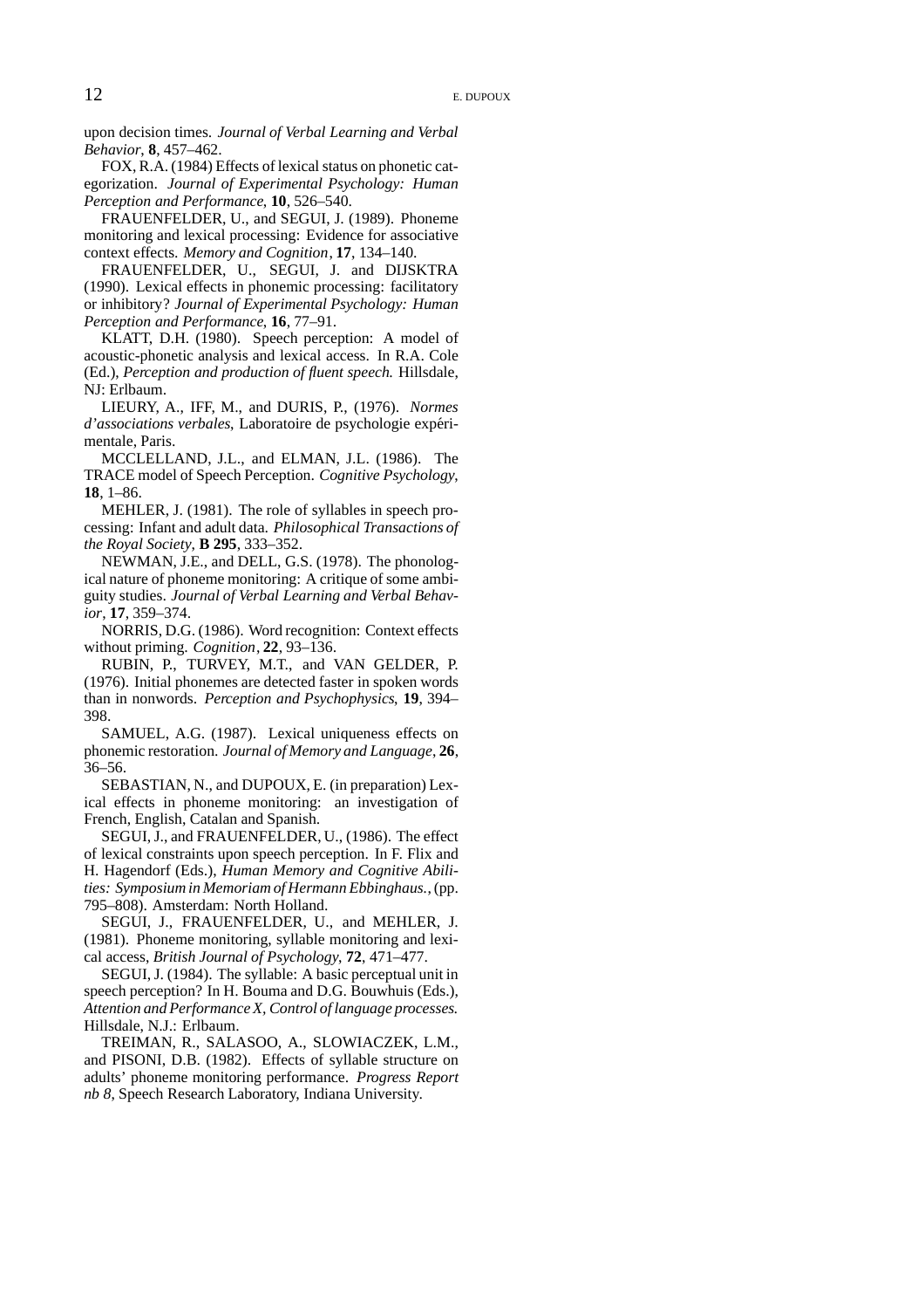upon decision times. *Journal of Verbal Learning and Verbal Behavior*, **8**, 457–462.

FOX, R.A. (1984) Effects of lexical status on phonetic categorization. *Journal of Experimental Psychology: Human Perception and Performance*, **10**, 526–540.

FRAUENFELDER, U., and SEGUI, J. (1989). Phoneme monitoring and lexical processing: Evidence for associative context effects. *Memory and Cognition*, **17**, 134–140.

FRAUENFELDER, U., SEGUI, J. and DIJSKTRA (1990). Lexical effects in phonemic processing: facilitatory or inhibitory? *Journal of Experimental Psychology: Human Perception and Performance*, **16**, 77–91.

KLATT, D.H. (1980). Speech perception: A model of acoustic-phonetic analysis and lexical access. In R.A. Cole (Ed.), *Perception and production of fluent speech.* Hillsdale, NJ: Erlbaum.

LIEURY, A., IFF, M., and DURIS, P., (1976). *Normes d'associations verbales*, Laboratoire de psychologie expérimentale, Paris.

MCCLELLAND, J.L., and ELMAN, J.L. (1986). The TRACE model of Speech Perception. *Cognitive Psychology*, **18**, 1–86.

MEHLER, J. (1981). The role of syllables in speech processing: Infant and adult data. *Philosophical Transactions of the Royal Society*, **B 295**, 333–352.

NEWMAN, J.E., and DELL, G.S. (1978). The phonological nature of phoneme monitoring: A critique of some ambiguity studies. *Journal of Verbal Learning and Verbal Behavior*, **17**, 359–374.

NORRIS, D.G. (1986). Word recognition: Context effects without priming. *Cognition*, **22**, 93–136.

RUBIN, P., TURVEY, M.T., and VAN GELDER, P. (1976). Initial phonemes are detected faster in spoken words than in nonwords. *Perception and Psychophysics*, **19**, 394–398.

SAMUEL, A.G. (1987). Lexical uniqueness effects on phonemic restoration. *Journal of Memory and Language*, **26**, 36–56.

SEBASTIAN, N., and DUPOUX, E. (in preparation) Lexical effects in phoneme monitoring: an investigation of French, English, Catalan and Spanish.

SEGUI, J., and FRAUENFELDER, U., (1986). The effect of lexical constraints upon speech perception. In F. Flix and H. Hagendorf (Eds.), *Human Memory and Cognitive Abilities: Symposium in Memoriam of Hermann Ebbinghaus.*, (pp. 795–808). Amsterdam: North Holland.

SEGUI, J., FRAUENFELDER, U., and MEHLER, J. (1981). Phoneme monitoring, syllable monitoring and lexical access, *British Journal of Psychology*, **72**, 471–477.

SEGUI, J. (1984). The syllable: A basic perceptual unit in speech perception? In H. Bouma and D.G. Bouwhuis (Eds.), *Attention and Performance X, Control of language processes.* Hillsdale, N.J.: Erlbaum.

TREIMAN, R., SALASOO, A., SLOWIACZEK, L.M., and PISONI, D.B. (1982). Effects of syllable structure on adults' phoneme monitoring performance. *Progress Report nb 8*, Speech Research Laboratory, Indiana University.